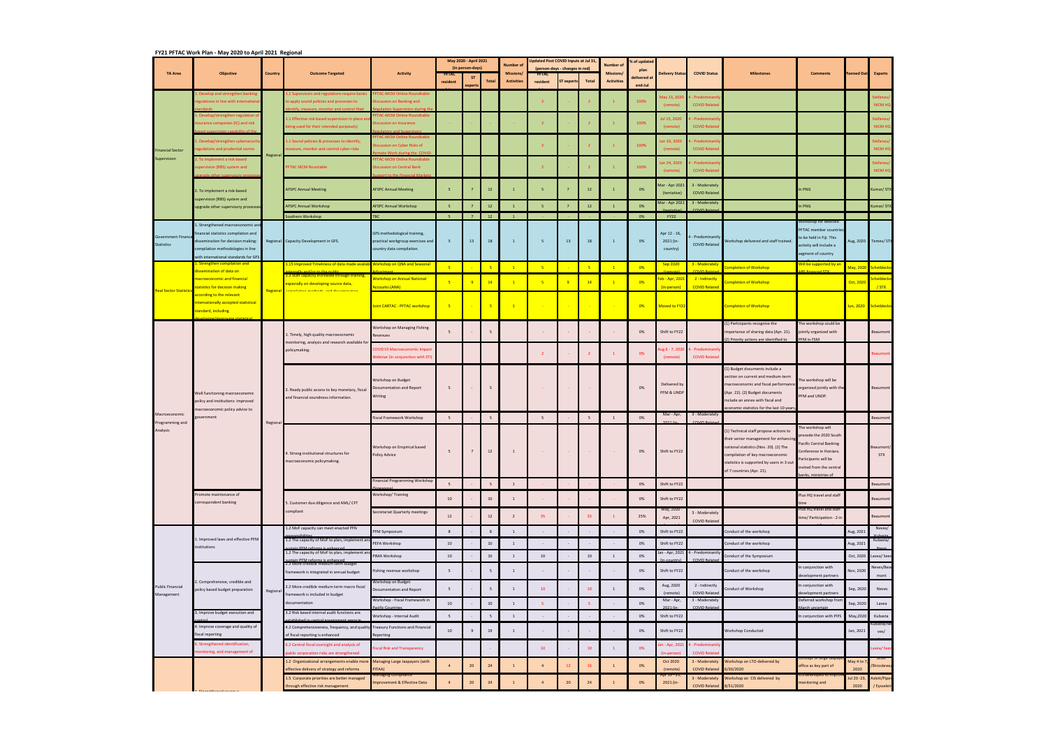# FY21 PFTAC Work Plan - May 2020 to April 2021 Regional

| TA Area | Objective | Country | Outcome Targeted | Activity | May 2020 - April 2021 (in person-days) | | | Number of Missions/ Activities | Updated Post COVID Inputs at Jul 31, (person-days - changes in red) | | | Number of Missions/ Activities | % of updated plan delivered at end-Jul | Delivery Status | COVID Status | Milestones | Comments | Planned Date | Experts |
|---|---|---|---|---|---|---|---|---|---|---|---|---|---|---|---|---|---|---|---|
| | | | | | PFTAC resident | ST experts | Total | | PFTAC resident | ST experts | Total | | | | | | | | |
| Financial Sector Supervision | 1. Develop and strengthen banking regulations in line with international standards | Regional | 1.1 Supervisors and regulations require banks to apply sound policies and processes to identify, measure, monitor and control their | PFTAC-MCM Online Roundtable Discussion on Banking and Regulation Supervision during the | | | | | 2 | - | 2 | 1 | 100% | May 13, 2020 (remote) | 4 - Predominantly COVID Related | | | | Stefanou/ MCM HQ |
| | 1. Develop/strengthen regulation of insurance companies (IC) and risk based supervision capability of the | | 1.1 Effective risk based supervision in place and being used for their intended purpose(s) | PFTAC-MCM Online Roundtable Discussion on Insurance Regulatory and Supervisory | - | - | - | - | 2 | - | 2 | 1 | 100% | Jul 15, 2020 (remote) | 4 - Predominantly COVID Related | | | | Stefanou/ MCM HQ |
| | 1. Develop/strengthen cybersecurity regulations and prudential norms | | 1.1 Sound policies & processes to identify, measure, monitor and control cyber risks | PFTAC-MCM Online Roundtable Discussion on Cyber Risks of Remote Work during the COVID- | | | | | 2 | - | 2 | 1 | 100% | Jun 10, 2020 (remote) | 4 - Predominantly COVID Related | | | | Stefanou/ MCM HQ |
| | 2. To implement a risk-based supervision (RBS) system and upgrade other supervisory processes | | PFTAC MCM Rountable | PFTAC-MCM Online Roundtable Discussion on Central Bank Support to the Financial Markets | | | | | 2 | - | 2 | 1 | 100% | Jun 24, 2020 (remote) | 4 - Predominantly COVID Related | | | | Stefanou/ MCM HQ |
| | 2. To implement a risk-based supervision (RBS) system and upgrade other supervisory processes | | AFSPC Annual Meeting | AFSPC Annual Meeting | 5 | 7 | 12 | 1 | 5 | 7 | 12 | 1 | 0% | Mar - Apr 2021 (tentative) | 3 - Moderately COVID Related | | In PNG | | Kumar/ STX |
| | | | AFSPC Annual Workshop | AFSPC Annual Workshop | 5 | 7 | 12 | 1 | 5 | 7 | 12 | 1 | 0% | Mar - Apr 2021 (tentative) | 3 - Moderately COVID Related | | In PNG | | Kumar/ STX |
| | | | Southern Workshop | TBC | 5 | 7 | 12 | 1 | - | - | - | - | 0% | FY22 | | | | | |
| Government Finance Statistics | 1. Strengthened macroeconomic and financial statistics compilation and dissemination for decision making: compilation methodologies in line with international standards for GFS | Regional | Capacity Development in GFS. | GFS methodological training, practical workgroup exercises and country data compilation. | 5 | 13 | 18 | 1 | 5 | 13 | 18 | 1 | 0% | Apr 12 - 16, 2021 (in-country) | 4 - Predominantly COVID Related | Workshop delivered and staff trained. | Workshop for selected PFTAC member countries to be held in Fiji. This activity will include a segment of country | Aug, 2020 | Temes/ STX |
| Real Sector Statistics | 1. Strengthen compilation and dissemination of data on macroeconomic and financial statistics for decision making according to the relevant internationally accepted statistical standard, including developing/improving statistical | Regional | 1.15 Improved Timeliness of data made available internally and/or to the public | Workshop on QNA and Seasonal Adjustment | 5 | - | 5 | 1 | 5 | - | 5 | 1 | 0% | Sep 2020 (remote) | 3 - Moderately COVID Related | Completion of Workshop | Will be supported by an ABS financed STX | May, 2020 | Scheiblecker |
| | | | 1.3 Staff capacity increased through training, especially on developing source data, compilation methods, and dissemination | Workshop on Annual National Accounts (ANA) | 5 | 9 | 14 | 1 | 5 | 9 | 14 | 1 | 0% | Feb - Apr, 2021 (in-person) | 2 - Indirectly COVID Related | Completion of Workshop | | Oct, 2020 | Scheiblecker / STX |
| | | | | Joint CARTAC - PFTAC workshop | 5 | - | 5 | 1 | - | - | - | - | 0% | Moved to FY22 | | Completion of Workshop | | Jun, 2020 | Scheiblecker |
| Macroeconomic Programming and Analysis | Well functioning macroeconomic policy and institutions: improved macroeconomic policy advice to government | Regional | 1. Timely, high quality macroeconomic monitoring, analysis and research available for policymaking. | Workshop on Managing Fishing Revenues | 5 | - | 5 | | - | - | - | - | 0% | Shift to FY22 | | (1) Participants recognize the importance of sharing data (Apr. 21). (2) Priority actions are identified to | The workshop could be jointly organized with PFM in FSM | | Beaumont |
| | | | | COVID19 Macroeconomic Impact Webinar (in conjunction with STI) | | | | | 2 | - | 2 | 1 | 0% | Aug 6 - 7, 2020 (remote) | 4 - Predominantly COVID Related | | | | Beaumont |
| | | | 2. Ready public access to key monetary, fiscal and financial soundness information. | Workshop on Budget Documentation and Report Writing | 5 | - | 5 | | - | - | - | | 0% | Delivered by PFM & UNDP | | (1) Budget documents include a section on current and medium-term macroeconomic and fiscal performance (Apr. 22). (2) Budget documents include an annex with fiscal and economic statistics for the last 10 years, | The workshop will be organized jointly with the PFM and UNDP. | | Beaumont |
| | | | | Fiscal Framework Workshop | 5 | - | 5 | | 5 | - | 5 | 1 | 0% | Mar - Apr, 2021 (in- | 3 - Moderately COVID Related | | | | Beaumont |
| | | | 4. Strong institutional structures for macroeconomic policymaking. | Workshop on Empirical based Policy Advice | 5 | 7 | 12 | 1 | - | - | - | - | 0% | Shift to FY22 | | (1) Technical staff propose actions to their senior management for enhancing national statistics (Nov. 20). (2) The compilation of key macroeconomic statistics is supported by users in 3 out of 7 countries (Apr. 21). | The workshop will precede the 2020 South Pacific Central Banking Conference in Honiara. Participants will be invited from the central banks, ministries of | | Beaumont/ STX |
| | | | | Financial Programming Workshop (Singapore) | 5 | - | 5 | 1 | - | - | - | - | 0% | Shift to FY22 | | | | | Beaumont |
| | Promote maintenance of correspondent banking | | 5. Customer due diligence and AML/ CFT compliant | Workshop/ Training | 10 | - | 10 | 1 | - | - | - | - | 0% | Shift to FY22 | | | Plus HQ travel and staff time | | Beaumont |
| | | | | Secretariat Quarterly meetings | 12 | - | 12 | 2 | 35 | - | 35 | 1 | 25% | May, 2020 - Apr, 2021 | 3 - Moderately COVID Related | | Plus HQ travel and staff time/ Participation - 2 in | | Beaumont |
| Public Financial Management | 1. Improved laws and effective PFM institutions | Regional | 1.2 MoF capacity can meet enacted PFM responsibilities | PFM Symposium | 8 | - | 8 | 1 | - | - | - | - | 0% | Shift to FY22 | | Conduct of the workshop | | Aug, 2021 | Neves/ Kubasta |
| | | | 1.2 The capacity of MoF to plan, implement and sustain PFM reforms is enhanced | PEFA Workshop | 10 | - | 10 | 1 | - | - | - | - | 0% | Shift to FY22 | | Conduct of the workshop | | Aug, 2021 | Kubasta/ Neves |
| | | | 1.2 The capacity of MoF to plan, implement and sustain PFM reforms is enhanced | PIMA Workshop | 10 | - | 10 | 1 | 10 | - | 10 | 1 | 0% | Jan - Apr, 2021 (in-country) | 4 - Predominantly COVID Related | Conduct of the Symposium | | Oct, 2020 | Lavea/ Seed |
| | 2. Comprehensive, credible and policy based budget preparation | | 2.1 More credible medium-term budget framework is integrated in annual budget | Fishing revenue workshop | 5 | - | 5 | 1 | - | - | - | - | 0% | Shift to FY22 | | Conduct of the workshop | In conjunction with development partners | Nov, 2020 | Neves/Beaumont |
| | | | 2.2 More credible medium term macro fiscal framework is included in budget documentation | Workshop on Budget Documentation and Report | 5 | - | 5 | 1 | 10 | - | 10 | 1 | 0% | Aug, 2020 (remote) | 2 - Indirectly COVID Related | Conduct of Workshop | In conjunction with development partners | Sep, 2020 | Neves |
| | | | | Workshop - Fiscal Framework in Pacific Countries | 10 | - | 10 | 1 | 5 | - | 5 | - | 0% | Mar - Apr, 2021 (in- | 3 - Moderately COVID Related | | Deferred workshop from March uncertain | Sep, 2020 | Lavea |
| | 3. Improve budget execution and control | | 3.2 Risk based internal audit functions are established in central government agencie | Workshop - Internal Audit | 5 | - | 5 | 1 | - | - | - | - | 0% | Shift to FY22 | | | In conjunction with PIFS | May,2020 | Kubasta |
| | 4. Improve coverage and quality of fiscal reporting | | 4.2 Comprehensiveness, frequency, and quality of fiscal reporting is enhanced | Treasury Functions and Financial Reporting | 10 | 9 | 19 | 1 | - | - | - | - | 0% | Shift to FY22 | | Workshop Conducted | | Jan, 2021 | Kubasta/Neves |
| | 5. Strengthened identification, monitoring, and management of | | 6.2 Central fiscal oversight and analysis of public corporation risks are strengthened | Fiscal Risk and Transparency | | | - | | 10 | - | 10 | 1 | 0% | Jan - Apr, 2021 (in-person) | 4 - Predominantly COVID Related | | | | Lavea/ Seed |
| | 1. Strengthened revenue | | 1.2 Organizational arrangements enable more effective delivery of strategy and reforms | Managing Large taxpayers (with PITAA) | 4 | 20 | 24 | 1 | 4 | 12 | 16 | 1 | 0% | Oct 2020 (remote) | 3 - Moderately COVID Related | Workshop on LTO delivered by 6/30/2020 | Concept of large taxpayer office as key part of | May 4 to 7, 2020 | Scott /Shrosbree |
| | | | 1.5 Corporate priorities are better managed through effective risk management | Managing Compliance Improvement & Effective Data | 4 | 20 | 24 | 1 | 4 | 20 | 24 | 1 | 0% | Apr 19 - 23, 2021 (in- | 3 - Moderately COVID Related | Workshop on CIS delivered by 8/31/2020 | CIS developed to improve monitoring and | Jul 20 -23, 2020 | Aslett/Piper / Eysselein |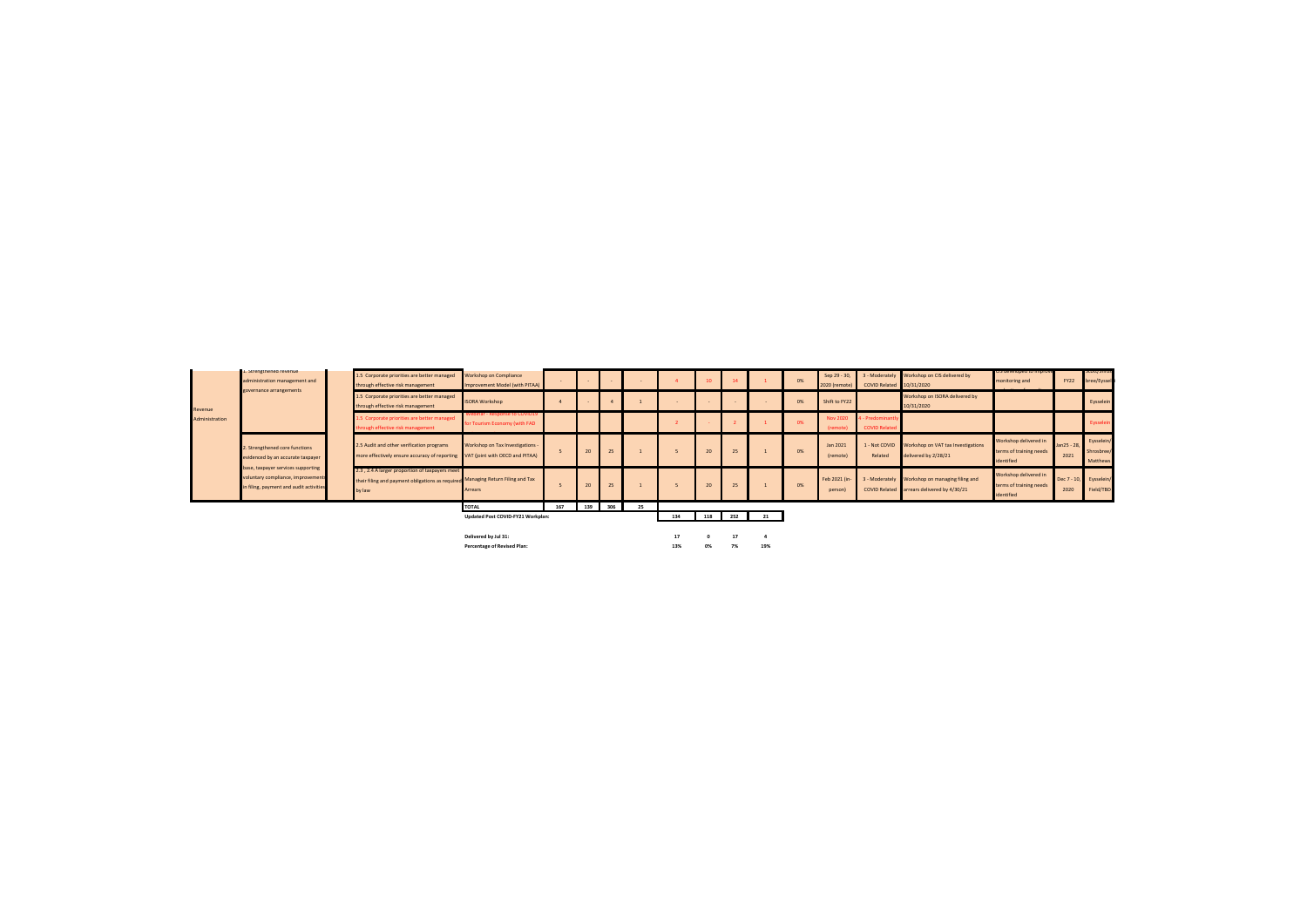| | | | | | | | | | | | | | | | | | | |
|---|---|---|---|---|---|---|---|---|---|---|---|---|---|---|---|---|---|---|
| Revenue Administration | 1. Strengthened revenue administration management and governance arrangements | | 1.5 Corporate priorities are better managed through effective risk management | Workshop on Compliance Improvement Model (with PITAA) | - | - | - | - | 4 | 10 | 14 | 1 | 0% | Sep 29 - 30, 2020 (remote) | 3 - Moderately COVID Related | Workshop on CIS delivered by 10/31/2020 | CIS developed to improve monitoring and | FY22 | Scott/Shrosbree/Eysselein |
| | | | 1.5 Corporate priorities are better managed through effective risk management | ISORA Workshop | 4 | - | 4 | 1 | - | - | - | - | 0% | Shift to FY22 | | Workshop on ISORA delivered by 10/31/2020 | | | Eysselein |
| | | | 1.5 Corporate priorities are better managed through effective risk management | Webinar - Response to COVID19 for Tourism Economy (with FAD | | | | | 2 | - | 2 | 1 | 0% | Nov 2020 (remote) | 4 - Predominantly COVID Related | | | | Eysselein |
| | 2. Strengthened core functions evidenced by an accurate taxpayer base, taxpayer services supporting voluntary compliance, improvements in filing, payment and audit activities | | 2.5 Audit and other verification programs more effectively ensure accuracy of reporting | Workshop on Tax Investigations - VAT (joint with OECD and PITAA) | 5 | 20 | 25 | 1 | 5 | 20 | 25 | 1 | 0% | Jan 2021 (remote) | 1 - Not COVID Related | Workshop on VAT tax Investigations delivered by 2/28/21 | Workshop delivered in terms of training needs identified | Jan25 - 28, 2021 | Eysselein/ Shrosbree/ Matthews |
| | | | 2.3 , 2.4 A larger proportion of taxpayers meet their filing and payment obligations as required by law | Managing Return Filing and Tax Arrears | 5 | 20 | 25 | 1 | 5 | 20 | 25 | 1 | 0% | Feb 2021 (in-person) | 3 - Moderately COVID Related | Workshop on managing filing and arrears delivered by 4/30/21 | Workshop delivered in terms of training needs identified | Dec 7 - 10, 2020 | Eysselein/ Field/TBD |
| | | | | **TOTAL** | **167** | **139** | **306** | **25** | | | | | | | | | | | |
| | | | | **Updated Post COVID-FY21 Workplan:** | | | | | **134** | **118** | **252** | **21** | | | | | | | |
| | | | | **Delivered by Jul 31:** | | | | | **17** | **0** | **17** | **4** | | | | | | | |
| | | | | **Percentage of Revised Plan:** | | | | | **13%** | **0%** | **7%** | **19%** | | | | | | | |